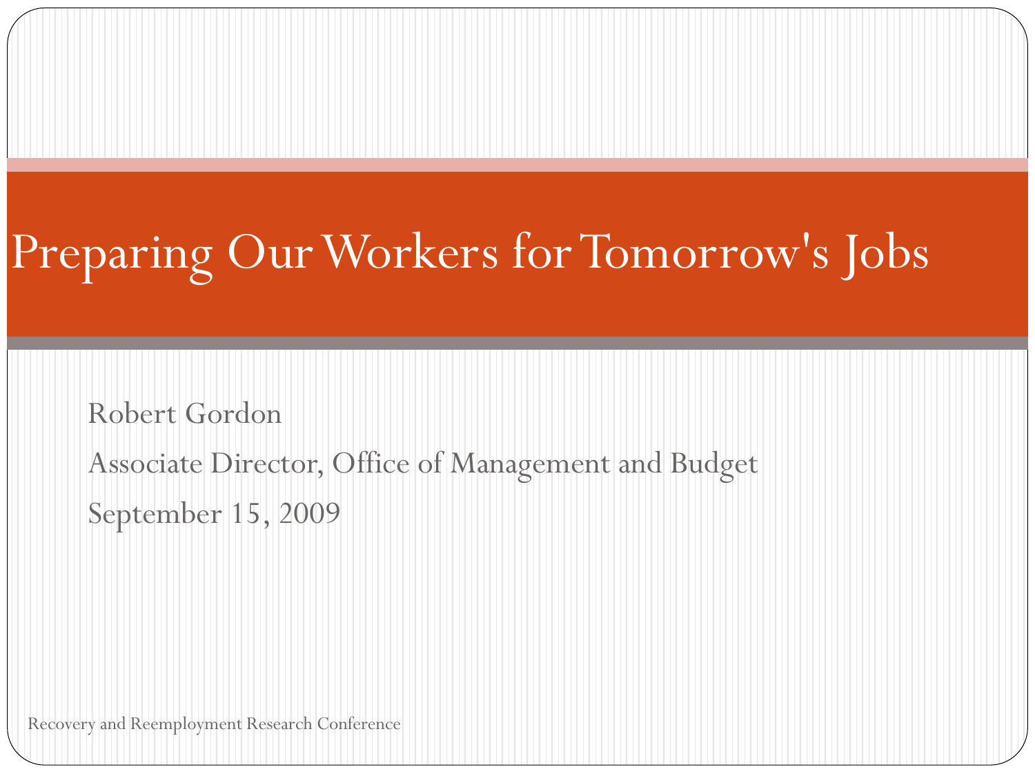# Preparing Our Workers for Tomorrow's Jobs

Robert Gordon

Associate Director, Office of Management and Budget

September 15, 2009

Recovery and Reemployment Research Conference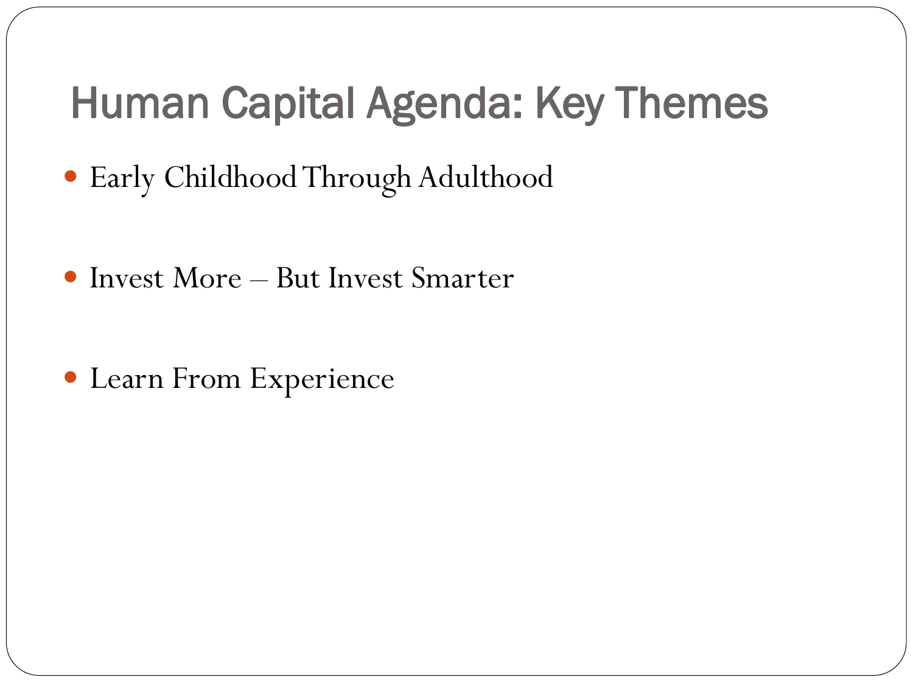# Human Capital Agenda: Key Themes

- Early Childhood Through Adulthood
- Invest More – But Invest Smarter
- Learn From Experience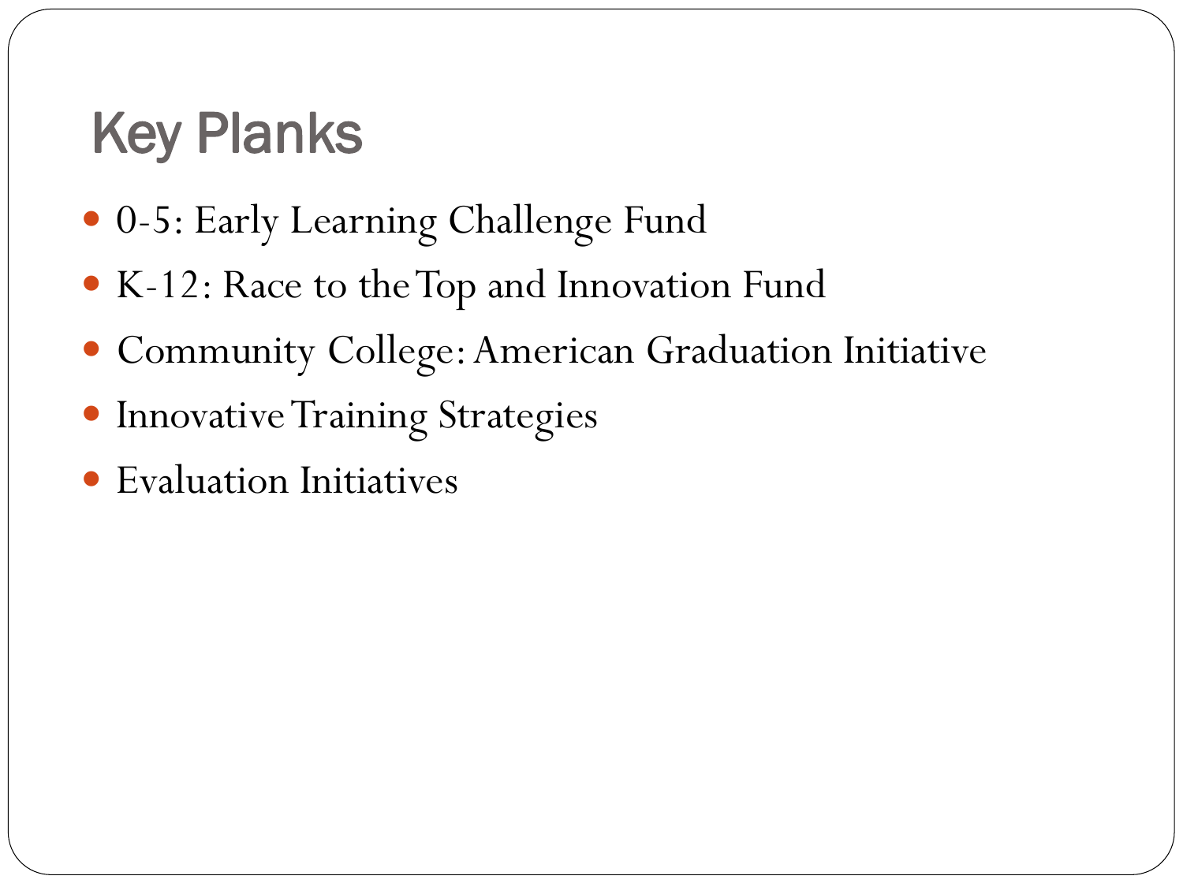# Key Planks

- 0-5: Early Learning Challenge Fund
- K-12: Race to the Top and Innovation Fund
- Community College: American Graduation Initiative
- Innovative Training Strategies
- Evaluation Initiatives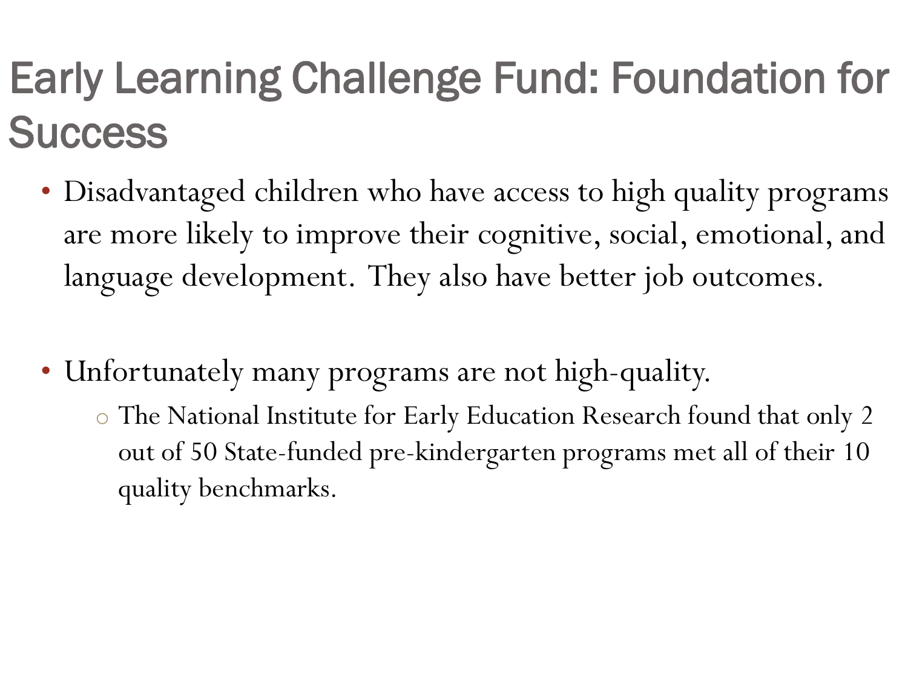# Early Learning Challenge Fund: Foundation for Success

- Disadvantaged children who have access to high quality programs are more likely to improve their cognitive, social, emotional, and language development. They also have better job outcomes.

- Unfortunately many programs are not high-quality.
  - The National Institute for Early Education Research found that only 2 out of 50 State-funded pre-kindergarten programs met all of their 10 quality benchmarks.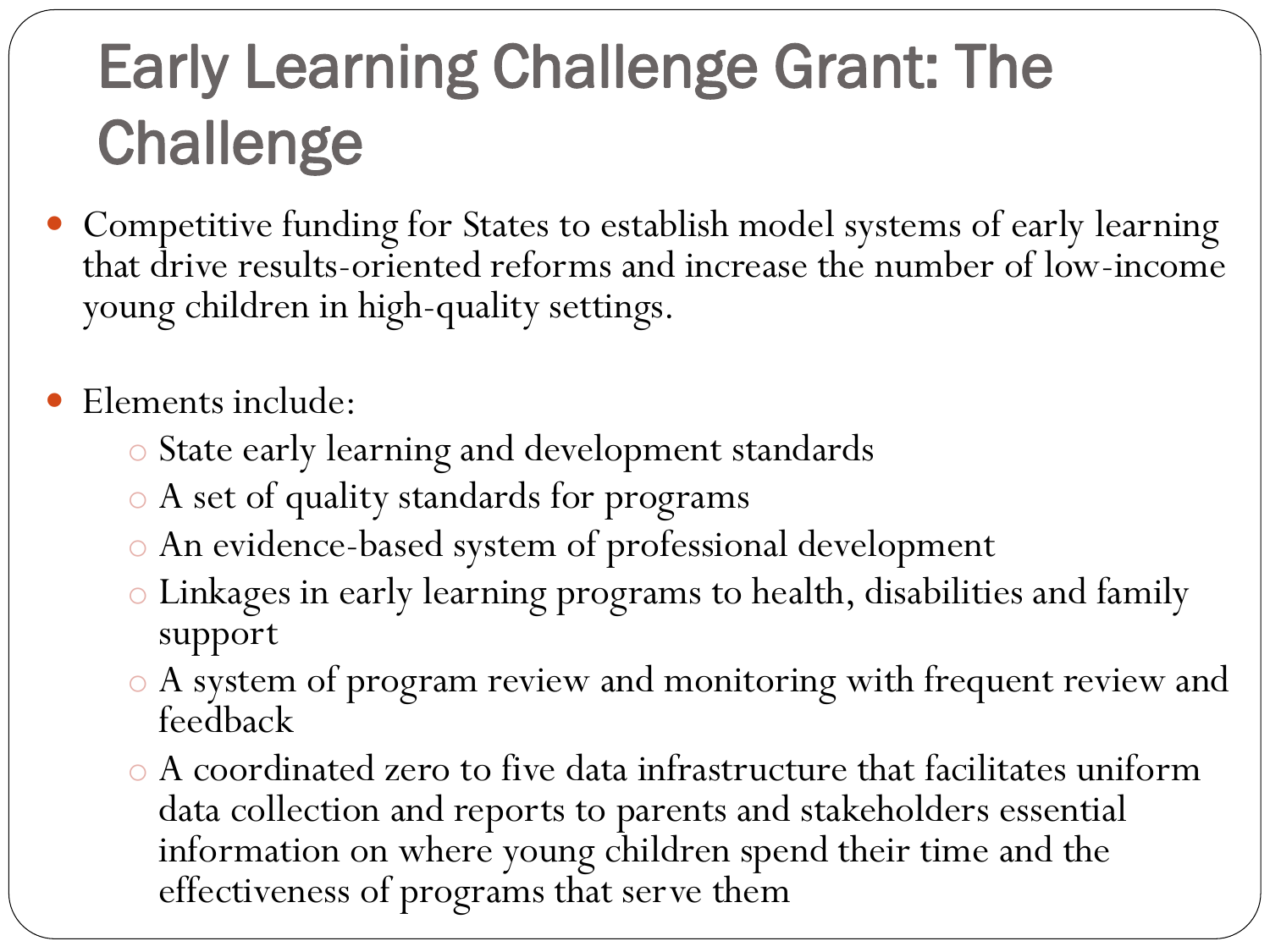# Early Learning Challenge Grant: The Challenge

- Competitive funding for States to establish model systems of early learning that drive results-oriented reforms and increase the number of low-income young children in high-quality settings.

- Elements include:
  - State early learning and development standards
  - A set of quality standards for programs
  - An evidence-based system of professional development
  - Linkages in early learning programs to health, disabilities and family support
  - A system of program review and monitoring with frequent review and feedback
  - A coordinated zero to five data infrastructure that facilitates uniform data collection and reports to parents and stakeholders essential information on where young children spend their time and the effectiveness of programs that serve them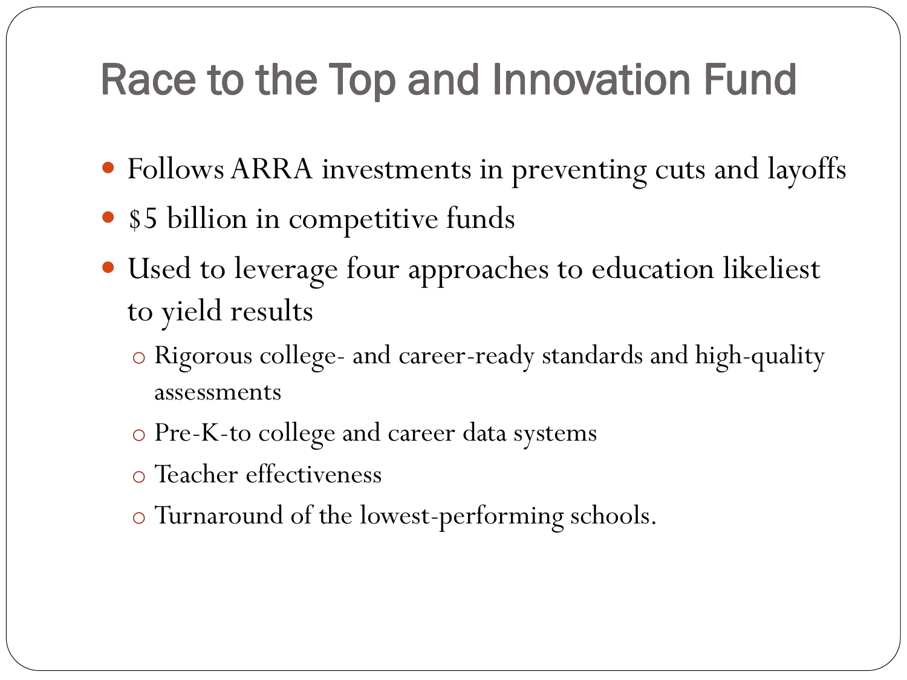# Race to the Top and Innovation Fund

- Follows ARRA investments in preventing cuts and layoffs
- $5 billion in competitive funds
- Used to leverage four approaches to education likeliest to yield results
  - Rigorous college- and career-ready standards and high-quality assessments
  - Pre-K-to college and career data systems
  - Teacher effectiveness
  - Turnaround of the lowest-performing schools.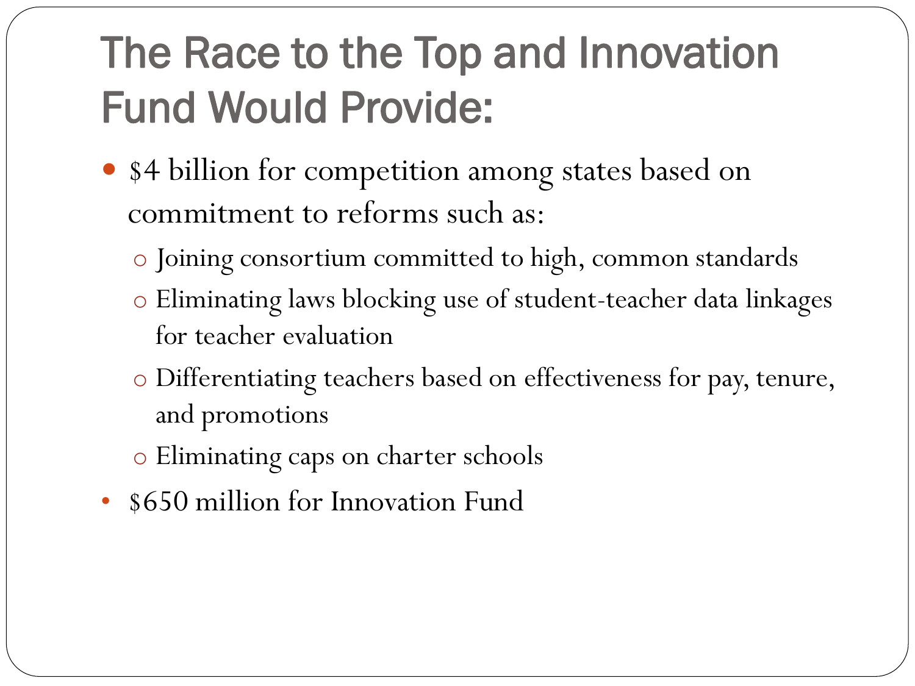# The Race to the Top and Innovation Fund Would Provide:

- $4 billion for competition among states based on commitment to reforms such as:
  - Joining consortium committed to high, common standards
  - Eliminating laws blocking use of student-teacher data linkages for teacher evaluation
  - Differentiating teachers based on effectiveness for pay, tenure, and promotions
  - Eliminating caps on charter schools
- $650 million for Innovation Fund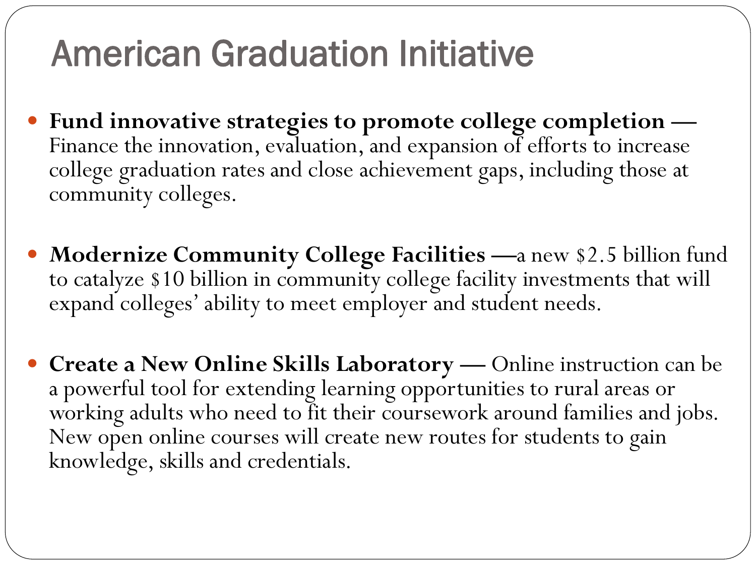# American Graduation Initiative

- **Fund innovative strategies to promote college completion —** Finance the innovation, evaluation, and expansion of efforts to increase college graduation rates and close achievement gaps, including those at community colleges.

- **Modernize Community College Facilities —**a new $2.5 billion fund to catalyze $10 billion in community college facility investments that will expand colleges' ability to meet employer and student needs.

- **Create a New Online Skills Laboratory —** Online instruction can be a powerful tool for extending learning opportunities to rural areas or working adults who need to fit their coursework around families and jobs. New open online courses will create new routes for students to gain knowledge, skills and credentials.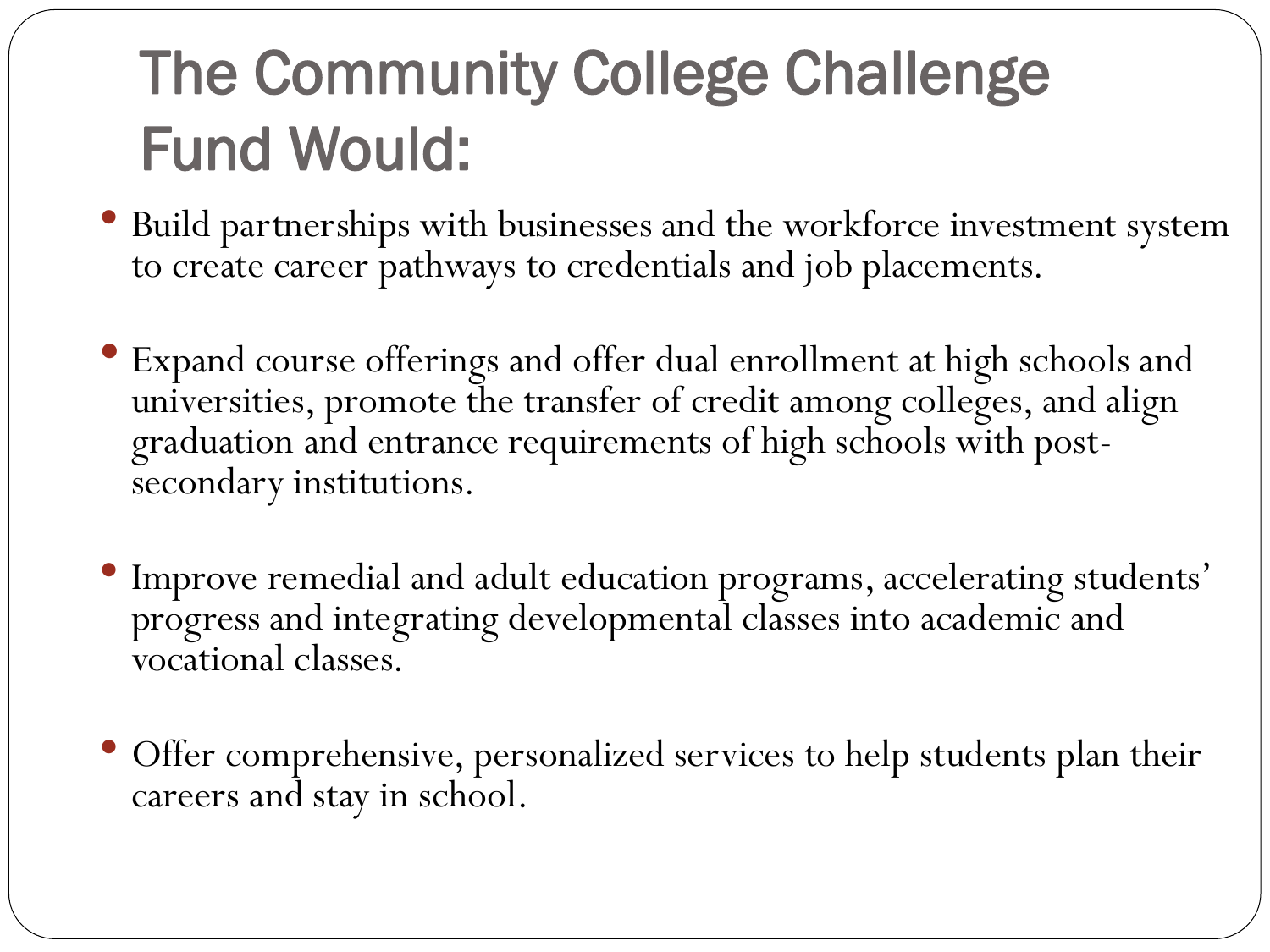# The Community College Challenge Fund Would:

- Build partnerships with businesses and the workforce investment system to create career pathways to credentials and job placements.
- Expand course offerings and offer dual enrollment at high schools and universities, promote the transfer of credit among colleges, and align graduation and entrance requirements of high schools with post-secondary institutions.
- Improve remedial and adult education programs, accelerating students' progress and integrating developmental classes into academic and vocational classes.
- Offer comprehensive, personalized services to help students plan their careers and stay in school.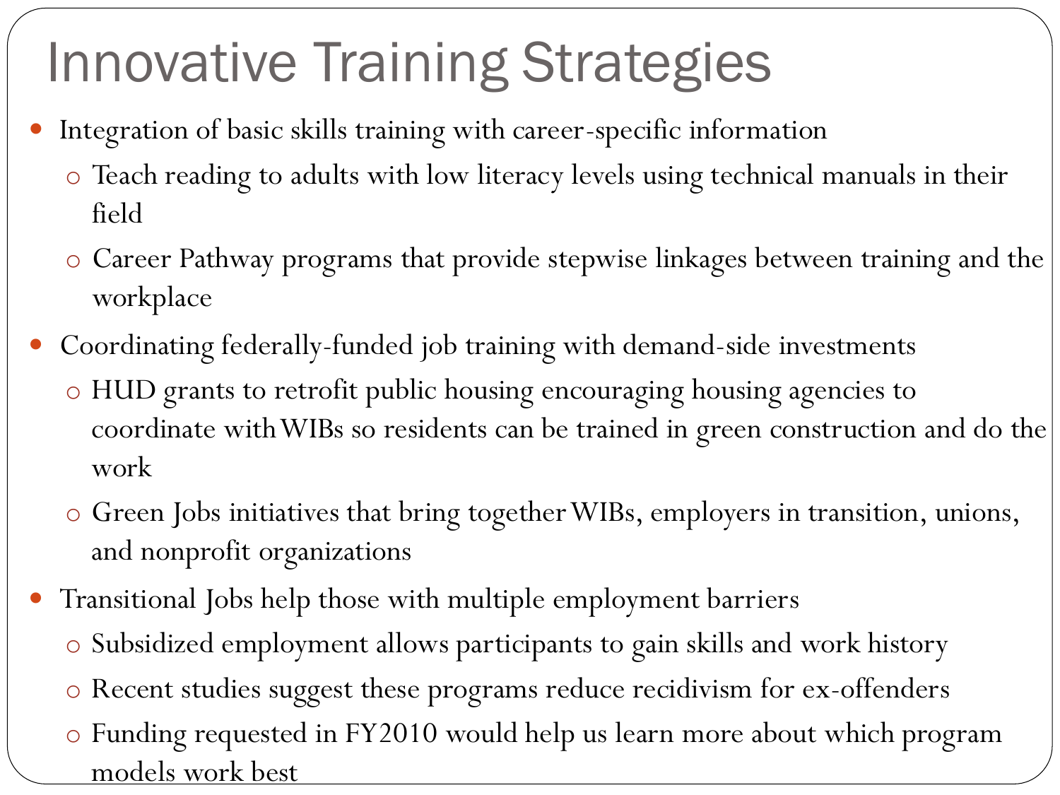# Innovative Training Strategies

- Integration of basic skills training with career-specific information
  - Teach reading to adults with low literacy levels using technical manuals in their field
  - Career Pathway programs that provide stepwise linkages between training and the workplace
- Coordinating federally-funded job training with demand-side investments
  - HUD grants to retrofit public housing encouraging housing agencies to coordinate with WIBs so residents can be trained in green construction and do the work
  - Green Jobs initiatives that bring together WIBs, employers in transition, unions, and nonprofit organizations
- Transitional Jobs help those with multiple employment barriers
  - Subsidized employment allows participants to gain skills and work history
  - Recent studies suggest these programs reduce recidivism for ex-offenders
  - Funding requested in FY2010 would help us learn more about which program models work best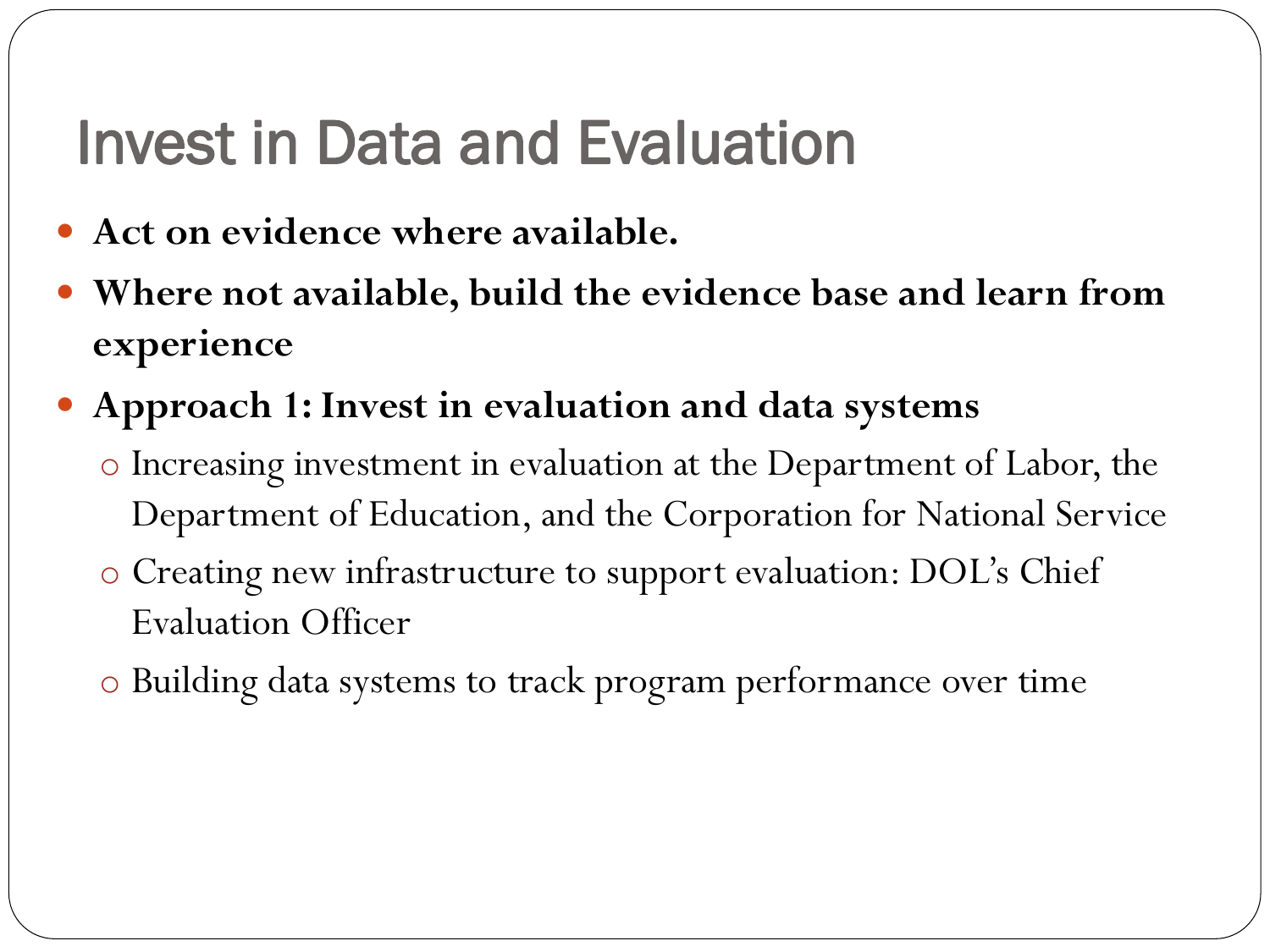# Invest in Data and Evaluation

- **Act on evidence where available.**
- **Where not available, build the evidence base and learn from experience**
- **Approach 1: Invest in evaluation and data systems**
  - Increasing investment in evaluation at the Department of Labor, the Department of Education, and the Corporation for National Service
  - Creating new infrastructure to support evaluation: DOL's Chief Evaluation Officer
  - Building data systems to track program performance over time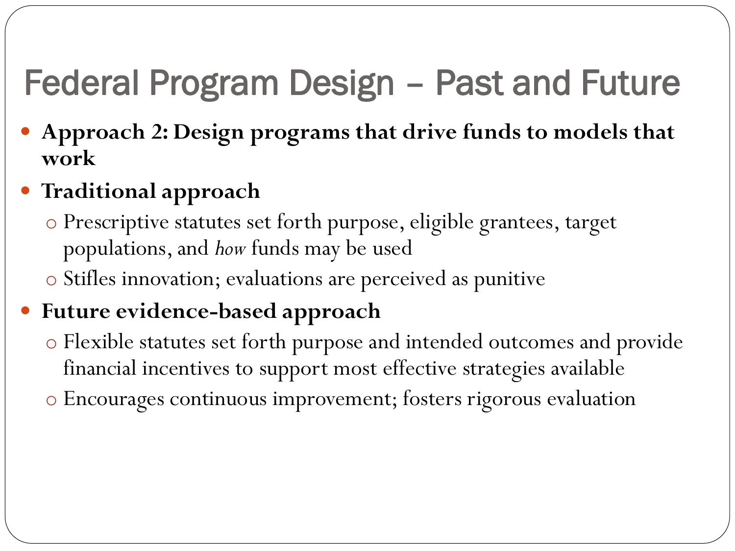# Federal Program Design – Past and Future

- **Approach 2: Design programs that drive funds to models that work**
- **Traditional approach**
  - Prescriptive statutes set forth purpose, eligible grantees, target populations, and *how* funds may be used
  - Stifles innovation; evaluations are perceived as punitive
- **Future evidence-based approach**
  - Flexible statutes set forth purpose and intended outcomes and provide financial incentives to support most effective strategies available
  - Encourages continuous improvement; fosters rigorous evaluation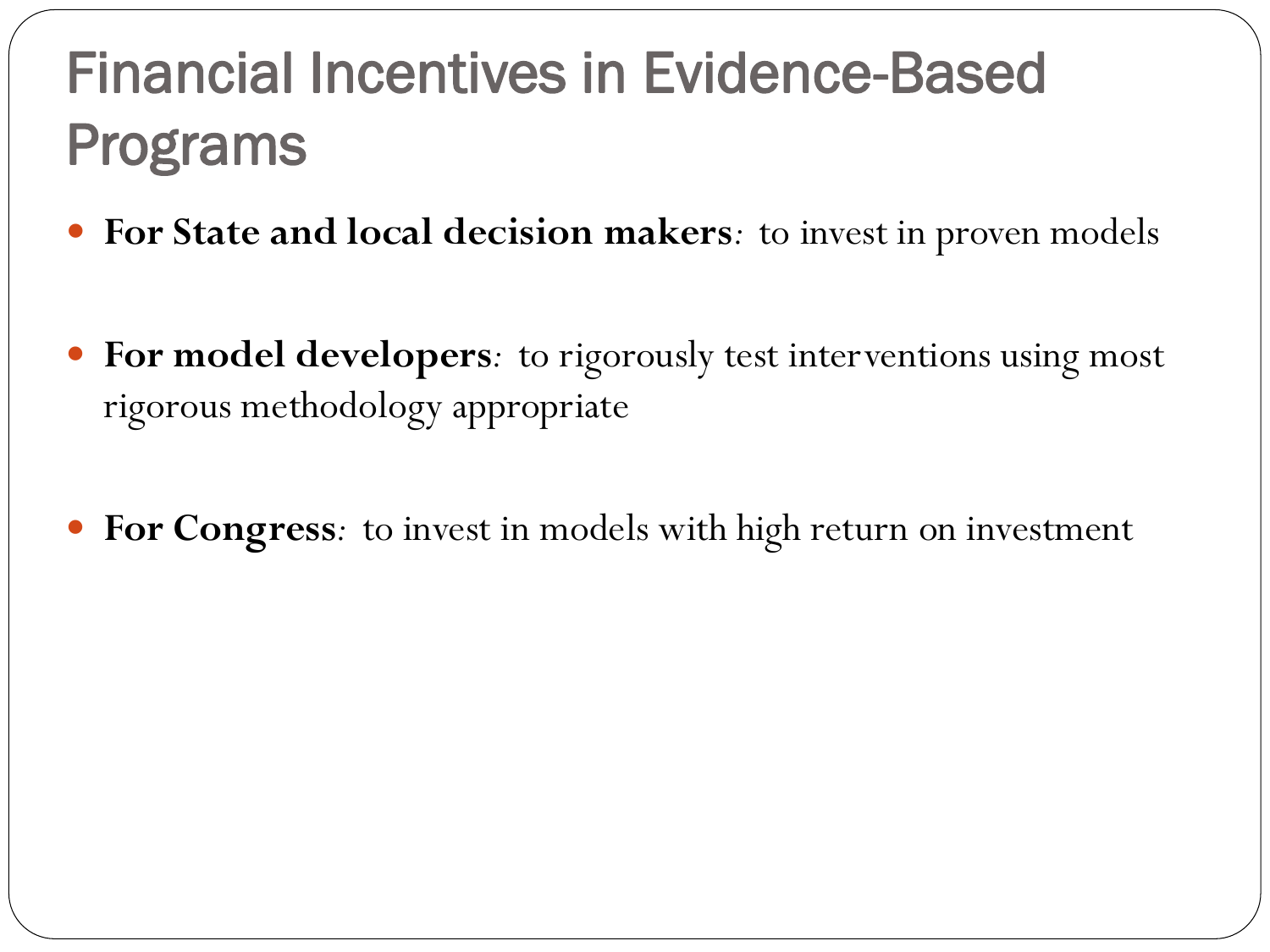# Financial Incentives in Evidence-Based Programs

- **For State and local decision makers**: to invest in proven models
- **For model developers**: to rigorously test interventions using most rigorous methodology appropriate
- **For Congress**: to invest in models with high return on investment